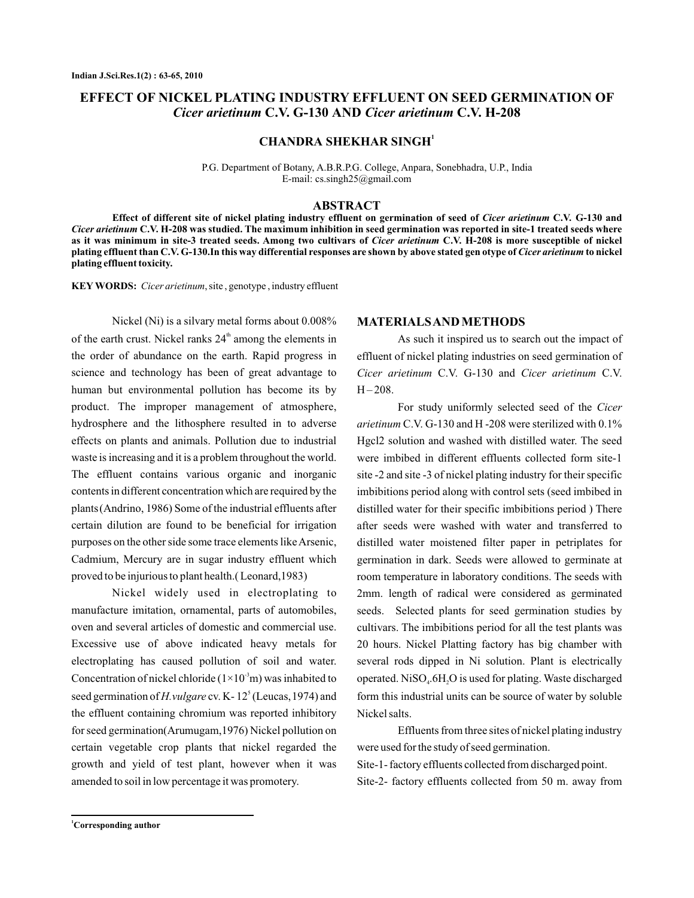# EFFECT OF NICKEL PLATING INDUSTRY EFFLUENT ON SEED GERMINATION OF *Cicer arietinum* C.V. G-130 AND *Cicer arietinum* C.V. H-208

**CHANDRA SHEKHAR SINGH**[1]

P.G. Department of Botany, A.B.R.P.G. College, Anpara, Sonebhadra, U.P., India
E-mail: cs.singh25@gmail.com

## ABSTRACT

**Effect of different site of nickel plating industry effluent on germination of seed of *Cicer arietinum* C.V. G-130 and *Cicer arietinum* C.V. H-208 was studied. The maximum inhibition in seed germination was reported in site-1 treated seeds where as it was minimum in site-3 treated seeds. Among two cultivars of *Cicer arietinum* C.V. H-208 is more susceptible of nickel plating effluent than C.V. G-130.In this way differential responses are shown by above stated gen otype of *Cicer arietinum* to nickel plating effluent toxicity.**

**KEY WORDS:** *Cicer arietinum*, site , genotype , industry effluent

Nickel (Ni) is a silvary metal forms about 0.008% of the earth crust. Nickel ranks $24^{th}$ among the elements in the order of abundance on the earth. Rapid progress in science and technology has been of great advantage to human but environmental pollution has become its by product. The improper management of atmosphere, hydrosphere and the lithosphere resulted in to adverse effects on plants and animals. Pollution due to industrial waste is increasing and it is a problem throughout the world. The effluent contains various organic and inorganic contents in different concentration which are required by the plants (Andrino, 1986) Some of the industrial effluents after certain dilution are found to be beneficial for irrigation purposes on the other side some trace elements like Arsenic, Cadmium, Mercury are in sugar industry effluent which proved to be injurious to plant health.( Leonard,1983)

Nickel widely used in electroplating to manufacture imitation, ornamental, parts of automobiles, oven and several articles of domestic and commercial use. Excessive use of above indicated heavy metals for electroplating has caused pollution of soil and water. Concentration of nickel chloride ($1\times10^{-3}$m) was inhabited to seed germination of *H.vulgare* cv. K- $12^{5}$ (Leucas,1974) and the effluent containing chromium was reported inhibitory for seed germination(Arumugam,1976) Nickel pollution on certain vegetable crop plants that nickel regarded the growth and yield of test plant, however when it was amended to soil in low percentage it was promotery.

## MATERIALS AND METHODS

As such it inspired us to search out the impact of effluent of nickel plating industries on seed germination of *Cicer arietinum* C.V. G-130 and *Cicer arietinum* C.V. H – 208.

For study uniformly selected seed of the *Cicer arietinum* C.V. G-130 and H -208 were sterilized with 0.1% Hgcl2 solution and washed with distilled water. The seed were imbibed in different effluents collected form site-1 site -2 and site -3 of nickel plating industry for their specific imbibitions period along with control sets (seed imbibed in distilled water for their specific imbibitions period ) There after seeds were washed with water and transferred to distilled water moistened filter paper in petriplates for germination in dark. Seeds were allowed to germinate at room temperature in laboratory conditions. The seeds with 2mm. length of radical were considered as germinated seeds. Selected plants for seed germination studies by cultivars. The imbibitions period for all the test plants was 20 hours. Nickel Platting factory has big chamber with several rods dipped in Ni solution. Plant is electrically operated. $NiSO_4.6H_2O$ is used for plating. Waste discharged form this industrial units can be source of water by soluble Nickel salts.

Effluents from three sites of nickel plating industry were used for the study of seed germination.

Site-1- factory effluents collected from discharged point.

Site-2- factory effluents collected from 50 m. away from

[1]Corresponding author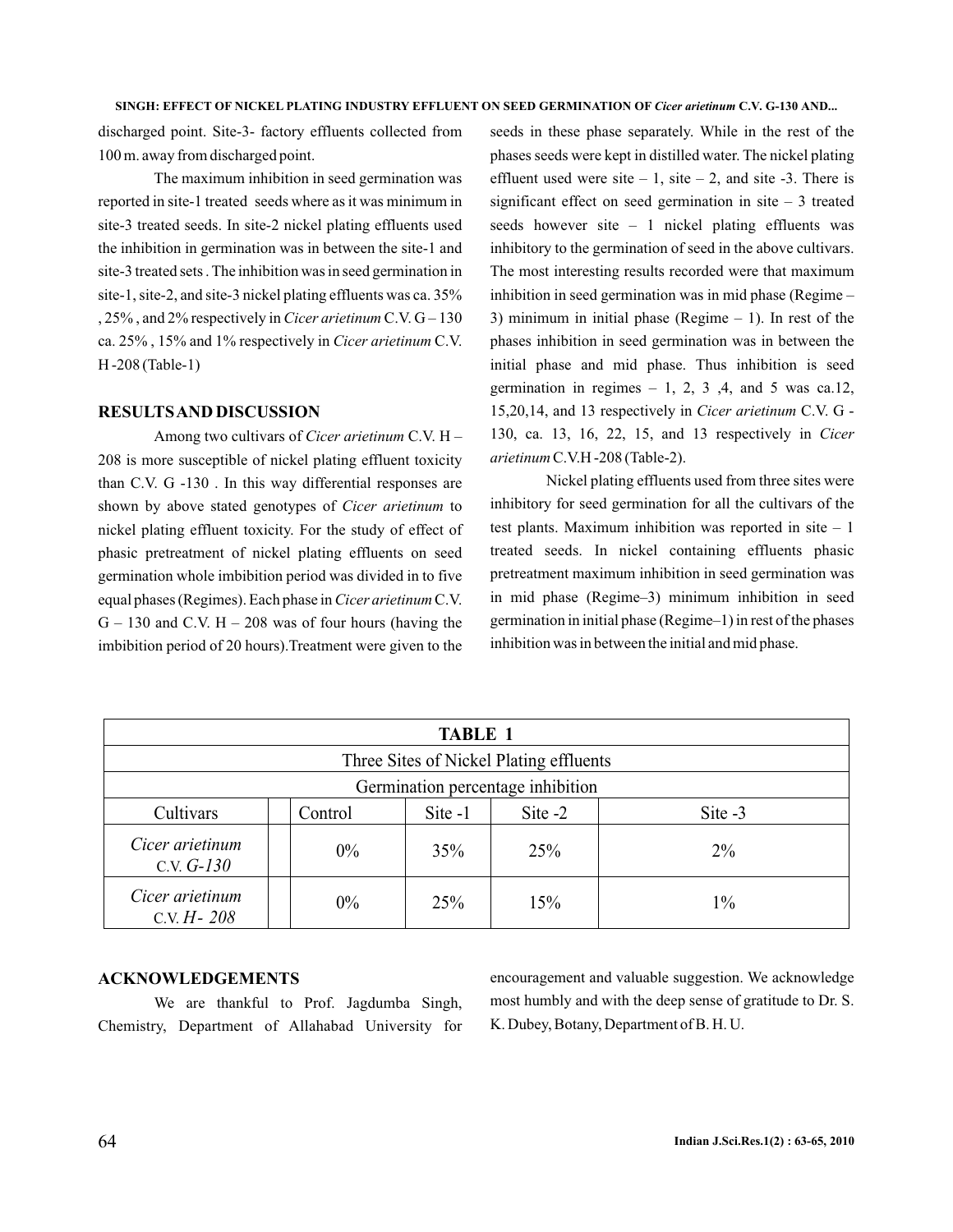discharged point. Site-3- factory effluents collected from 100 m. away from discharged point.

The maximum inhibition in seed germination was reported in site-1 treated seeds where as it was minimum in site-3 treated seeds. In site-2 nickel plating effluents used the inhibition in germination was in between the site-1 and site-3 treated sets . The inhibition was in seed germination in site-1, site-2, and site-3 nickel plating effluents was ca. 35% , 25% , and 2% respectively in *Cicer arietinum* C.V. G – 130 ca. 25% , 15% and 1% respectively in *Cicer arietinum* C.V. H -208 (Table-1)

## RESULTS AND DISCUSSION

Among two cultivars of *Cicer arietinum* C.V. H – 208 is more susceptible of nickel plating effluent toxicity than C.V. G -130 . In this way differential responses are shown by above stated genotypes of *Cicer arietinum* to nickel plating effluent toxicity. For the study of effect of phasic pretreatment of nickel plating effluents on seed germination whole imbibition period was divided in to five equal phases (Regimes). Each phase in *Cicer arietinum* C.V. G – 130 and C.V. H – 208 was of four hours (having the imbibition period of 20 hours).Treatment were given to the seeds in these phase separately. While in the rest of the phases seeds were kept in distilled water. The nickel plating effluent used were site – 1, site – 2, and site -3. There is significant effect on seed germination in site – 3 treated seeds however site – 1 nickel plating effluents was inhibitory to the germination of seed in the above cultivars. The most interesting results recorded were that maximum inhibition in seed germination was in mid phase (Regime – 3) minimum in initial phase (Regime – 1). In rest of the phases inhibition in seed germination was in between the initial phase and mid phase. Thus inhibition is seed germination in regimes – 1, 2, 3 ,4, and 5 was ca.12, 15,20,14, and 13 respectively in *Cicer arietinum* C.V. G - 130, ca. 13, 16, 22, 15, and 13 respectively in *Cicer arietinum* C.V.H -208 (Table-2).

Nickel plating effluents used from three sites were inhibitory for seed germination for all the cultivars of the test plants. Maximum inhibition was reported in site – 1 treated seeds. In nickel containing effluents phasic pretreatment maximum inhibition in seed germination was in mid phase (Regime–3) minimum inhibition in seed germination in initial phase (Regime–1) in rest of the phases inhibition was in between the initial and mid phase.

| TABLE 1 | | | | |
|---|---|---|---|---|
| Three Sites of Nickel Plating effluents | | | | |
| Germination percentage inhibition | | | | |
| Cultivars | Control | Site -1 | Site -2 | Site -3 |
| *Cicer arietinum* C.V. *G-130* | 0% | 35% | 25% | 2% |
| *Cicer arietinum* C.V. *H- 208* | 0% | 25% | 15% | 1% |

## ACKNOWLEDGEMENTS

We are thankful to Prof. Jagdumba Singh, Chemistry, Department of Allahabad University for encouragement and valuable suggestion. We acknowledge most humbly and with the deep sense of gratitude to Dr. S. K. Dubey, Botany, Department of B. H. U.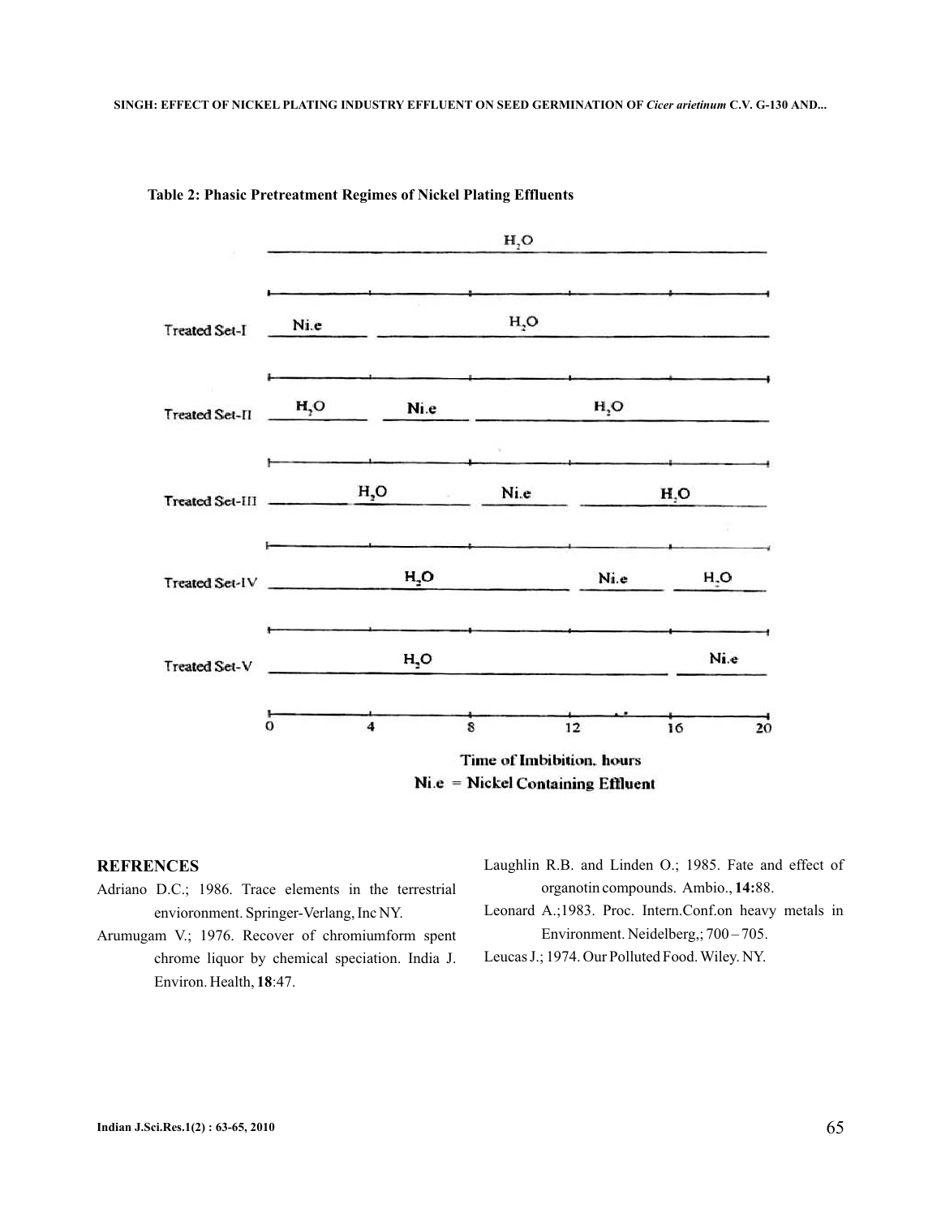**Table 2: Phasic Pretreatment Regimes of Nickel Plating Effluents**

$H_2O$

Treated Set-I: Ni.e — $H_2O$

Treated Set-II: $H_2O$ — Ni.e — $H_2O$

Treated Set-III: $H_2O$ — Ni.e — $H_2O$

Treated Set-IV: $H_2O$ — Ni.e — $H_2O$

Treated Set-V: $H_2O$ — Ni.e

0 4 8 12 16 20

Time of Imbibition, hours

Ni.e = Nickel Containing Effluent

## REFRENCES

Adriano D.C.; 1986. Trace elements in the terrestrial envioronment. Springer-Verlang, Inc NY.

Arumugam V.; 1976. Recover of chromiumform spent chrome liquor by chemical speciation. India J. Environ. Health, **18**:47.

Laughlin R.B. and Linden O.; 1985. Fate and effect of organotin compounds. Ambio., **14:**88.

Leonard A.;1983. Proc. Intern.Conf.on heavy metals in Environment. Neidelberg,; 700 – 705.

Leucas J.; 1974. Our Polluted Food. Wiley. NY.